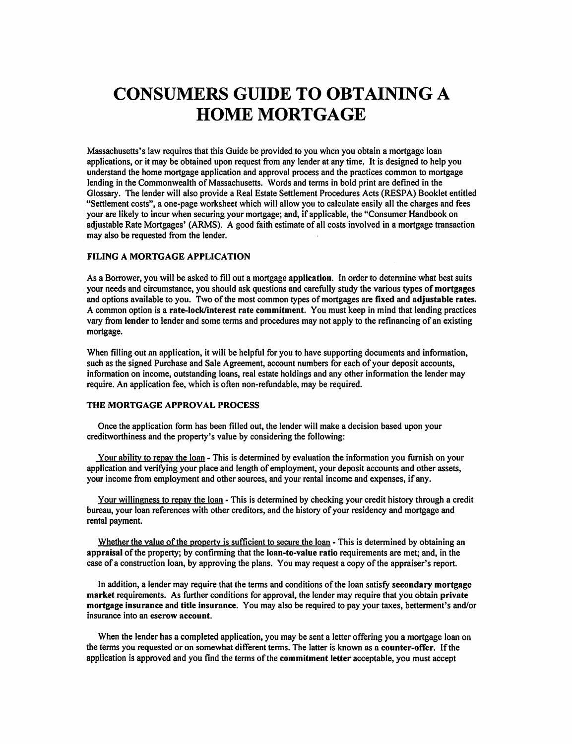# CONSUMERS GUIDE TO OBTAINING A HOME MORTGAGE

Massachusetts's law requires that this Guide be provided to you when you obtain a mortgage loan applications, or it may be obtained upon request from any lender at any time. It is designed to help you understand the home mortgage application and approval process and the practices common to mortgage lending in the Commonwealth of Massachusetts. Words and terms in bold print are defined in the Glossary. The lender will also provide a Real Estate Settlement Procedures Acts (RESPA) Booklet entitled "Settlement costs", a one-page worksheet which will allow you to calculate easily all the charges and fees your are likely to incur when securing your mortgage; and, if applicable, the "Consumer Handbook on adjustable Rate Mortgages' (ARMS). A good faith estimate of all costs involved in a mortgage transaction may also be requested from the lender.

### FILING A MORTGAGE APPLICATION

As a Borrower, you will be asked to fill out a mortgage **application**. In order to determine what best suits your needs and circumstance, you should ask questions and carefully study the various types of **mortgages** and options available to you. Two of the most common types of mortgages are **fixed** and **adjustable rates.** A common option is a **rate-lock/interest rate commitment**. You must keep in mind that lending practices vary from **lender** to lender and some terms and procedures may not apply to the refinancing of an existing mortgage.

When filling out an application, it will be helpful for you to have supporting documents and information, such as the signed Purchase and Sale Agreement, account numbers for each of your deposit accounts, information on income, outstanding loans, real estate holdings and any other information the lender may require. An application fee, which is often non-refundable, may be required.

### THE MORTGAGE APPROVAL PROCESS

Once the application form has been filled out, the lender will make a decision based upon your creditworthiness and the property's value by considering the following:

Your ability to repay the loan - This is determined by evaluation the information you furnish on your application and verifying your place and length of employment, your deposit accounts and other assets, your income from employment and other sources, and your rental income and expenses, if any.

Your willingness to repay the loan - This is determined by checking your credit history through a credit bureau, your loan references with other creditors, and the history of your residency and mortgage and rental payment.

Whether the value of the property is sufficient to secure the loan - This is determined by obtaining an **appraisal** of the property; by confirming that the **loan-to-value ratio** requirements are met; and, in the case of a construction loan, by approving the plans. You may request a copy of the appraiser's report.

In addition, a lender may require that the terms and conditions of the loan satisfy **secondary mortgage market** requirements. As further conditions for approval, the lender may require that you obtain **private mortgage insurance** and **title insurance**. You may also be required to pay your taxes, betterment's and/or insurance into an **escrow account**.

When the lender has a completed application, you may be sent a letter offering you a mortgage loan on the terms you requested or on somewhat different terms. The latter is known as a **counter-offer**. If the application is approved and you find the terms of the **commitment letter** acceptable, you must accept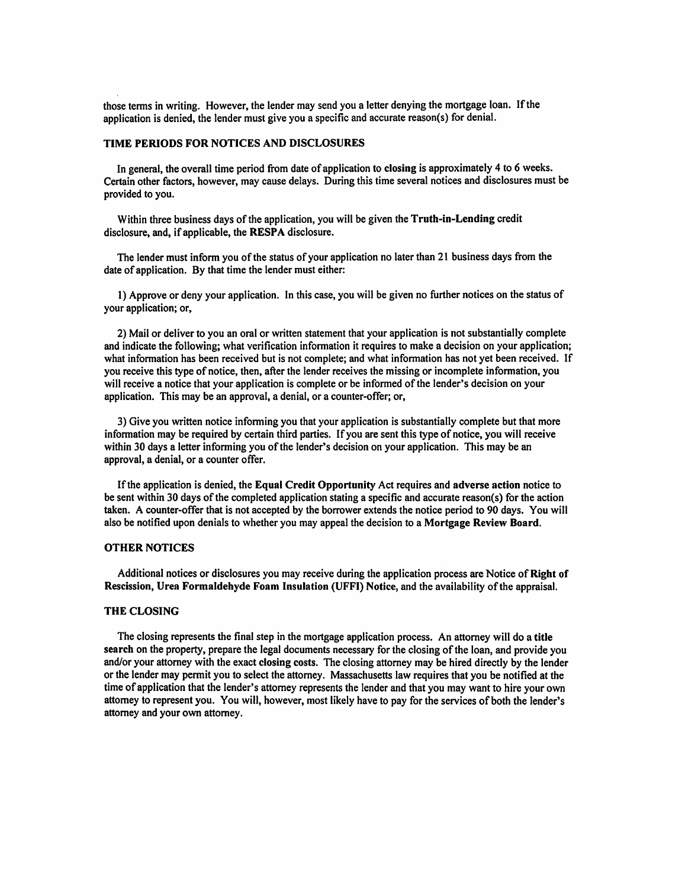those terms in writing. However, the lender may send you a letter denying the mortgage loan. If the application is denied, the lender must give you a specific and accurate reason(s) for denial.

## TIME PERIODS FOR NOTICES AND DISCLOSURES

In general, the overall time period from date of application to **closing** is approximately 4 to 6 weeks. Certain other factors, however, may cause delays. During this time several notices and disclosures must be provided to you.

Within three business days of the application, you will be given the **Truth-in-Lending** credit disclosure, and, if applicable, the **RESPA** disclosure.

The lender must inform you of the status of your application no later than 21 business days from the date of application. By that time the lender must either:

1) Approve or deny your application. In this case, you will be given no further notices on the status of your application; or,

2) Mail or deliver to you an oral or written statement that your application is not substantially complete and indicate the following; what verification information it requires to make a decision on your application; what information has been received but is not complete; and what information has not yet been received. If you receive this type of notice, then, after the lender receives the missing or incomplete information, you will receive a notice that your application is complete or be informed of the lender's decision on your application. This may be an approval, a denial, or a counter-offer; or,

3) Give you written notice informing you that your application is substantially complete but that more information may be required by certain third parties. If you are sent this type of notice, you will receive within 30 days a letter informing you of the lender's decision on your application. This may be an approval, a denial, or a counter offer.

If the application is denied, the **Equal Credit Opportunity** Act requires and **adverse action** notice to be sent within 30 days of the completed application stating a specific and accurate reason(s) for the action taken. A counter-offer that is not accepted by the borrower extends the notice period to 90 days. You will also be notified upon denials to whether you may appeal the decision to a **Mortgage Review Board**.

## OTHER NOTICES

Additional notices or disclosures you may receive during the application process are Notice of **Right of Rescission, Urea Formaldehyde Foam Insulation (UFFI) Notice**, and the availability of the appraisal.

## THE CLOSING

The closing represents the final step in the mortgage application process. An attorney will do a **title search** on the property, prepare the legal documents necessary for the closing of the loan, and provide you and/or your attorney with the exact **closing costs**. The closing attorney may be hired directly by the lender or the lender may permit you to select the attorney. Massachusetts law requires that you be notified at the time of application that the lender's attorney represents the lender and that you may want to hire your own attorney to represent you. You will, however, most likely have to pay for the services of both the lender's attorney and your own attorney.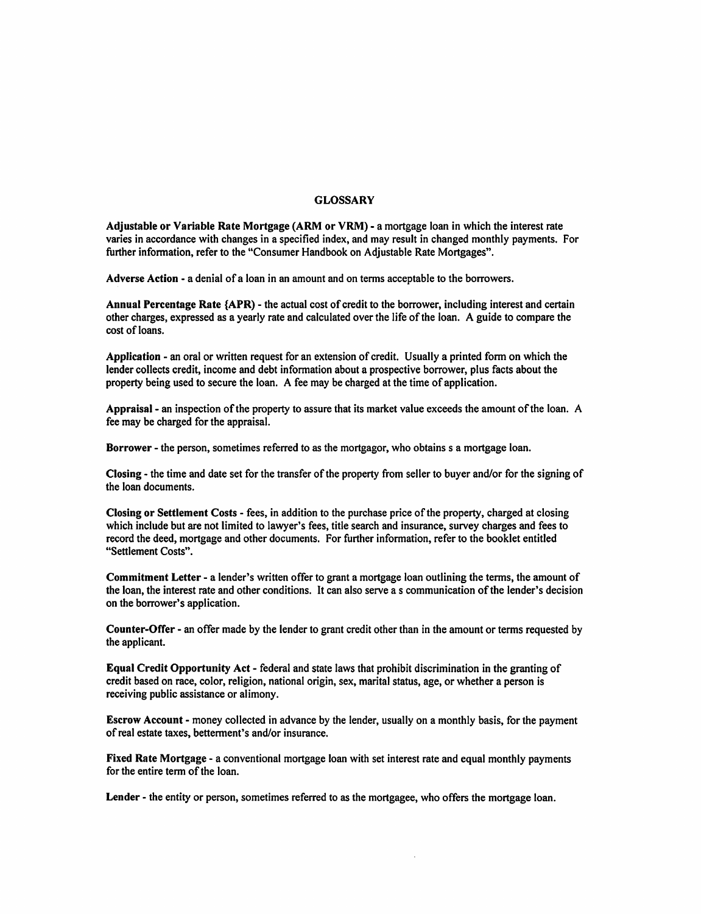# GLOSSARY

**Adjustable or Variable Rate Mortgage (ARM or VRM)** - a mortgage loan in which the interest rate varies in accordance with changes in a specified index, and may result in changed monthly payments. For further information, refer to the "Consumer Handbook on Adjustable Rate Mortgages".

**Adverse Action** - a denial of a loan in an amount and on terms acceptable to the borrowers.

**Annual Percentage Rate {APR)** - the actual cost of credit to the borrower, including interest and certain other charges, expressed as a yearly rate and calculated over the life of the loan. A guide to compare the cost of loans.

**Application** - an oral or written request for an extension of credit. Usually a printed form on which the lender collects credit, income and debt information about a prospective borrower, plus facts about the property being used to secure the loan. A fee may be charged at the time of application.

**Appraisal** - an inspection of the property to assure that its market value exceeds the amount of the loan. A fee may be charged for the appraisal.

**Borrower** - the person, sometimes referred to as the mortgagor, who obtains s a mortgage loan.

**Closing** - the time and date set for the transfer of the property from seller to buyer and/or for the signing of the loan documents.

**Closing or Settlement Costs** - fees, in addition to the purchase price of the property, charged at closing which include but are not limited to lawyer's fees, title search and insurance, survey charges and fees to record the deed, mortgage and other documents. For further information, refer to the booklet entitled "Settlement Costs".

**Commitment Letter** - a lender's written offer to grant a mortgage loan outlining the terms, the amount of the loan, the interest rate and other conditions. It can also serve a s communication of the lender's decision on the borrower's application.

**Counter-Offer** - an offer made by the lender to grant credit other than in the amount or terms requested by the applicant.

**Equal Credit Opportunity Act** - federal and state laws that prohibit discrimination in the granting of credit based on race, color, religion, national origin, sex, marital status, age, or whether a person is receiving public assistance or alimony.

**Escrow Account** - money collected in advance by the lender, usually on a monthly basis, for the payment of real estate taxes, betterment's and/or insurance.

**Fixed Rate Mortgage** - a conventional mortgage loan with set interest rate and equal monthly payments for the entire term of the loan.

**Lender** - the entity or person, sometimes referred to as the mortgagee, who offers the mortgage loan.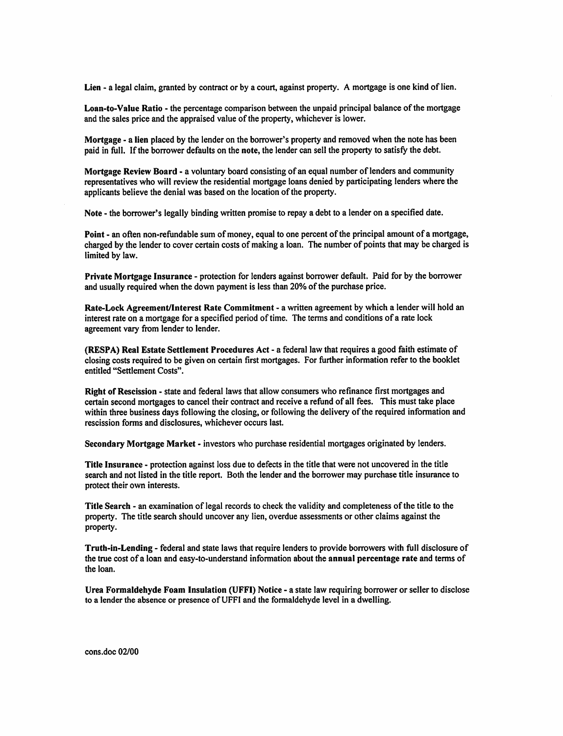**Lien** - a legal claim, granted by contract or by a court, against property. A mortgage is one kind of lien.

**Loan-to-Value Ratio** - the percentage comparison between the unpaid principal balance of the mortgage and the sales price and the appraised value of the property, whichever is lower.

**Mortgage** - **a lien** placed by the lender on the borrower's property and removed when the note has been paid in full. If the borrower defaults on the **note**, the lender can sell the property to satisfy the debt.

**Mortgage Review Board** - a voluntary board consisting of an equal number of lenders and community representatives who will review the residential mortgage loans denied by participating lenders where the applicants believe the denial was based on the location of the property.

**Note** - the borrower's legally binding written promise to repay a debt to a lender on a specified date.

**Point** - an often non-refundable sum of money, equal to one percent of the principal amount of a mortgage, charged by the lender to cover certain costs of making a loan. The number of points that may be charged is limited by law.

**Private Mortgage Insurance** - protection for lenders against borrower default. Paid for by the borrower and usually required when the down payment is less than 20% of the purchase price.

**Rate-Lock Agreement/Interest Rate Commitment** - a written agreement by which a lender will hold an interest rate on a mortgage for a specified period of time. The terms and conditions of a rate lock agreement vary from lender to lender.

**(RESPA) Real Estate Settlement Procedures Act** - a federal law that requires a good faith estimate of closing costs required to be given on certain first mortgages. For further information refer to the booklet entitled "Settlement Costs".

**Right of Rescission** - state and federal laws that allow consumers who refinance first mortgages and certain second mortgages to cancel their contract and receive a refund of all fees. This must take place within three business days following the closing, or following the delivery of the required information and rescission forms and disclosures, whichever occurs last.

**Secondary Mortgage Market** - investors who purchase residential mortgages originated by lenders.

**Title Insurance** - protection against loss due to defects in the title that were not uncovered in the title search and not listed in the title report. Both the lender and the borrower may purchase title insurance to protect their own interests.

**Title Search** - an examination of legal records to check the validity and completeness of the title to the property. The title search should uncover any lien, overdue assessments or other claims against the property.

**Truth-in-Lending** - federal and state laws that require lenders to provide borrowers with full disclosure of the true cost of a loan and easy-to-understand information about the **annual percentage rate** and terms of the loan.

**Urea Formaldehyde Foam Insulation (UFFI) Notice** - a state law requiring borrower or seller to disclose to a lender the absence or presence of UFFI and the formaldehyde level in a dwelling.

cons.doc 02/00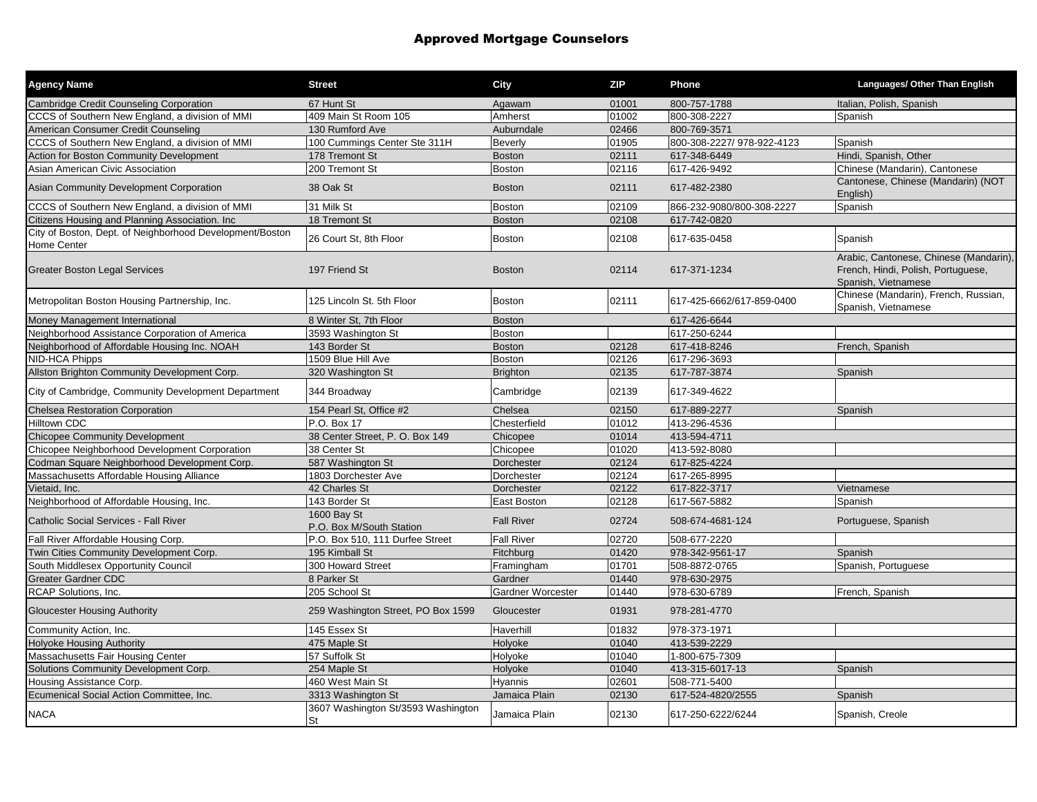# Approved Mortgage Counselors

| Agency Name | Street | City | ZIP | Phone | Languages/ Other Than English |
|---|---|---|---|---|---|
| Cambridge Credit Counseling Corporation | 67 Hunt St | Agawam | 01001 | 800-757-1788 | Italian, Polish, Spanish |
| CCCS of Southern New England, a division of MMI | 409 Main St Room 105 | Amherst | 01002 | 800-308-2227 | Spanish |
| American Consumer Credit Counseling | 130 Rumford Ave | Auburndale | 02466 | 800-769-3571 | |
| CCCS of Southern New England, a division of MMI | 100 Cummings Center Ste 311H | Beverly | 01905 | 800-308-2227/ 978-922-4123 | Spanish |
| Action for Boston Community Development | 178 Tremont St | Boston | 02111 | 617-348-6449 | Hindi, Spanish, Other |
| Asian American Civic Association | 200 Tremont St | Boston | 02116 | 617-426-9492 | Chinese (Mandarin), Cantonese |
| Asian Community Development Corporation | 38 Oak St | Boston | 02111 | 617-482-2380 | Cantonese, Chinese (Mandarin) (NOT English) |
| CCCS of Southern New England, a division of MMI | 31 Milk St | Boston | 02109 | 866-232-9080/800-308-2227 | Spanish |
| Citizens Housing and Planning Association. Inc | 18 Tremont St | Boston | 02108 | 617-742-0820 | |
| City of Boston, Dept. of Neighborhood Development/Boston Home Center | 26 Court St, 8th Floor | Boston | 02108 | 617-635-0458 | Spanish |
| Greater Boston Legal Services | 197 Friend St | Boston | 02114 | 617-371-1234 | Arabic, Cantonese, Chinese (Mandarin), French, Hindi, Polish, Portuguese, Spanish, Vietnamese |
| Metropolitan Boston Housing Partnership, Inc. | 125 Lincoln St. 5th Floor | Boston | 02111 | 617-425-6662/617-859-0400 | Chinese (Mandarin), French, Russian, Spanish, Vietnamese |
| Money Management International | 8 Winter St, 7th Floor | Boston | | 617-426-6644 | |
| Neighborhood Assistance Corporation of America | 3593 Washington St | Boston | | 617-250-6244 | |
| Neighborhood of Affordable Housing Inc. NOAH | 143 Border St | Boston | 02128 | 617-418-8246 | French, Spanish |
| NID-HCA Phipps | 1509 Blue Hill Ave | Boston | 02126 | 617-296-3693 | |
| Allston Brighton Community Development Corp. | 320 Washington St | Brighton | 02135 | 617-787-3874 | Spanish |
| City of Cambridge, Community Development Department | 344 Broadway | Cambridge | 02139 | 617-349-4622 | |
| Chelsea Restoration Corporation | 154 Pearl St, Office #2 | Chelsea | 02150 | 617-889-2277 | Spanish |
| Hilltown CDC | P.O. Box 17 | Chesterfield | 01012 | 413-296-4536 | |
| Chicopee Community Development | 38 Center Street, P. O. Box 149 | Chicopee | 01014 | 413-594-4711 | |
| Chicopee Neighborhood Development Corporation | 38 Center St | Chicopee | 01020 | 413-592-8080 | |
| Codman Square Neighborhood Development Corp. | 587 Washington St | Dorchester | 02124 | 617-825-4224 | |
| Massachusetts Affordable Housing Alliance | 1803 Dorchester Ave | Dorchester | 02124 | 617-265-8995 | |
| Vietaid, Inc. | 42 Charles St | Dorchester | 02122 | 617-822-3717 | Vietnamese |
| Neighborhood of Affordable Housing, Inc. | 143 Border St | East Boston | 02128 | 617-567-5882 | Spanish |
| Catholic Social Services - Fall River | 1600 Bay St P.O. Box M/South Station | Fall River | 02724 | 508-674-4681-124 | Portuguese, Spanish |
| Fall River Affordable Housing Corp. | P.O. Box 510, 111 Durfee Street | Fall River | 02720 | 508-677-2220 | |
| Twin Cities Community Development Corp. | 195 Kimball St | Fitchburg | 01420 | 978-342-9561-17 | Spanish |
| South Middlesex Opportunity Council | 300 Howard Street | Framingham | 01701 | 508-8872-0765 | Spanish, Portuguese |
| Greater Gardner CDC | 8 Parker St | Gardner | 01440 | 978-630-2975 | |
| RCAP Solutions, Inc. | 205 School St | Gardner Worcester | 01440 | 978-630-6789 | French, Spanish |
| Gloucester Housing Authority | 259 Washington Street, PO Box 1599 | Gloucester | 01931 | 978-281-4770 | |
| Community Action, Inc. | 145 Essex St | Haverhill | 01832 | 978-373-1971 | |
| Holyoke Housing Authority | 475 Maple St | Holyoke | 01040 | 413-539-2229 | |
| Massachusetts Fair Housing Center | 57 Suffolk St | Holyoke | 01040 | 1-800-675-7309 | |
| Solutions Community Development Corp. | 254 Maple St | Holyoke | 01040 | 413-315-6017-13 | Spanish |
| Housing Assistance Corp. | 460 West Main St | Hyannis | 02601 | 508-771-5400 | |
| Ecumenical Social Action Committee, Inc. | 3313 Washington St | Jamaica Plain | 02130 | 617-524-4820/2555 | Spanish |
| NACA | 3607 Washington St/3593 Washington St | Jamaica Plain | 02130 | 617-250-6222/6244 | Spanish, Creole |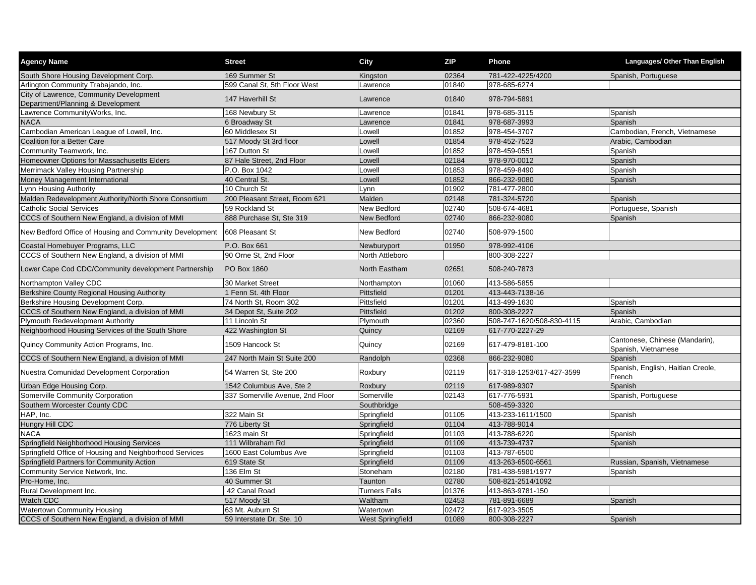| Agency Name | Street | City | ZIP | Phone | Languages/ Other Than English |
|---|---|---|---|---|---|
| South Shore Housing Development Corp. | 169 Summer St | Kingston | 02364 | 781-422-4225/4200 | Spanish, Portuguese |
| Arlington Community Trabajando, Inc. | 599 Canal St, 5th Floor West | Lawrence | 01840 | 978-685-6274 | |
| City of Lawrence, Community Development Department/Planning & Development | 147 Haverhill St | Lawrence | 01840 | 978-794-5891 | |
| Lawrence CommunityWorks, Inc. | 168 Newbury St | Lawrence | 01841 | 978-685-3115 | Spanish |
| NACA | 6 Broadway St | Lawrence | 01841 | 978-687-3993 | Spanish |
| Cambodian American League of Lowell, Inc. | 60 Middlesex St | Lowell | 01852 | 978-454-3707 | Cambodian, French, Vietnamese |
| Coalition for a Better Care | 517 Moody St 3rd floor | Lowell | 01854 | 978-452-7523 | Arabic, Cambodian |
| Community Teamwork, Inc. | 167 Dutton St | Lowell | 01852 | 978-459-0551 | Spanish |
| Homeowner Options for Massachusetts Elders | 87 Hale Street, 2nd Floor | Lowell | 02184 | 978-970-0012 | Spanish |
| Merrimack Valley Housing Partnership | P.O. Box 1042 | Lowell | 01853 | 978-459-8490 | Spanish |
| Money Management International | 40 Central St. | Lowell | 01852 | 866-232-9080 | Spanish |
| Lynn Housing Authority | 10 Church St | Lynn | 01902 | 781-477-2800 | |
| Malden Redevelopment Authority/North Shore Consortium | 200 Pleasant Street, Room 621 | Malden | 02148 | 781-324-5720 | Spanish |
| Catholic Social Services | 59 Rockland St | New Bedford | 02740 | 508-674-4681 | Portuguese, Spanish |
| CCCS of Southern New England, a division of MMI | 888 Purchase St, Ste 319 | New Bedford | 02740 | 866-232-9080 | Spanish |
| New Bedford Office of Housing and Community Development | 608 Pleasant St | New Bedford | 02740 | 508-979-1500 | |
| Coastal Homebuyer Programs, LLC | P.O. Box 661 | Newburyport | 01950 | 978-992-4106 | |
| CCCS of Southern New England, a division of MMI | 90 Orne St, 2nd Floor | North Attleboro | | 800-308-2227 | |
| Lower Cape Cod CDC/Community development Partnership | PO Box 1860 | North Eastham | 02651 | 508-240-7873 | |
| Northampton Valley CDC | 30 Market Street | Northampton | 01060 | 413-586-5855 | |
| Berkshire County Regional Housing Authority | 1 Fenn St. 4th Floor | Pittsfield | 01201 | 413-443-7138-16 | |
| Berkshire Housing Development Corp. | 74 North St, Room 302 | Pittsfield | 01201 | 413-499-1630 | Spanish |
| CCCS of Southern New England, a division of MMI | 34 Depot St, Suite 202 | Pittsfield | 01202 | 800-308-2227 | Spanish |
| Plymouth Redevelopment Authority | 11 Lincoln St | Plymouth | 02360 | 508-747-1620/508-830-4115 | Arabic, Cambodian |
| Neighborhood Housing Services of the South Shore | 422 Washington St | Quincy | 02169 | 617-770-2227-29 | |
| Quincy Community Action Programs, Inc. | 1509 Hancock St | Quincy | 02169 | 617-479-8181-100 | Cantonese, Chinese (Mandarin), Spanish, Vietnamese |
| CCCS of Southern New England, a division of MMI | 247 North Main St Suite 200 | Randolph | 02368 | 866-232-9080 | Spanish |
| Nuestra Comunidad Development Corporation | 54 Warren St, Ste 200 | Roxbury | 02119 | 617-318-1253/617-427-3599 | Spanish, English, Haitian Creole, French |
| Urban Edge Housing Corp. | 1542 Columbus Ave, Ste 2 | Roxbury | 02119 | 617-989-9307 | Spanish |
| Somerville Community Corporation | 337 Somerville Avenue, 2nd Floor | Somerville | 02143 | 617-776-5931 | Spanish, Portuguese |
| Southern Worcester County CDC | | Southbridge | | 508-459-3320 | |
| HAP, Inc. | 322 Main St | Springfield | 01105 | 413-233-1611/1500 | Spanish |
| Hungry Hill CDC | 776 Liberty St | Springfield | 01104 | 413-788-9014 | |
| NACA | 1623 main St | Springfield | 01103 | 413-788-6220 | Spanish |
| Springfield Neighborhood Housing Services | 111 Wilbraham Rd | Springfield | 01109 | 413-739-4737 | Spanish |
| Springfield Office of Housing and Neighborhood Services | 1600 East Columbus Ave | Springfield | 01103 | 413-787-6500 | |
| Springfield Partners for Community Action | 619 State St | Springfield | 01109 | 413-263-6500-6561 | Russian, Spanish, Vietnamese |
| Community Service Network, Inc. | 136 Elm St | Stoneham | 02180 | 781-438-5981/1977 | Spanish |
| Pro-Home, Inc. | 40 Summer St | Taunton | 02780 | 508-821-2514/1092 | |
| Rural Development Inc. | 42 Canal Road | Turners Falls | 01376 | 413-863-9781-150 | |
| Watch CDC | 517 Moody St | Waltham | 02453 | 781-891-6689 | Spanish |
| Watertown Community Housing | 63 Mt. Auburn St | Watertown | 02472 | 617-923-3505 | |
| CCCS of Southern New England, a division of MMI | 59 Interstate Dr, Ste. 10 | West Springfield | 01089 | 800-308-2227 | Spanish |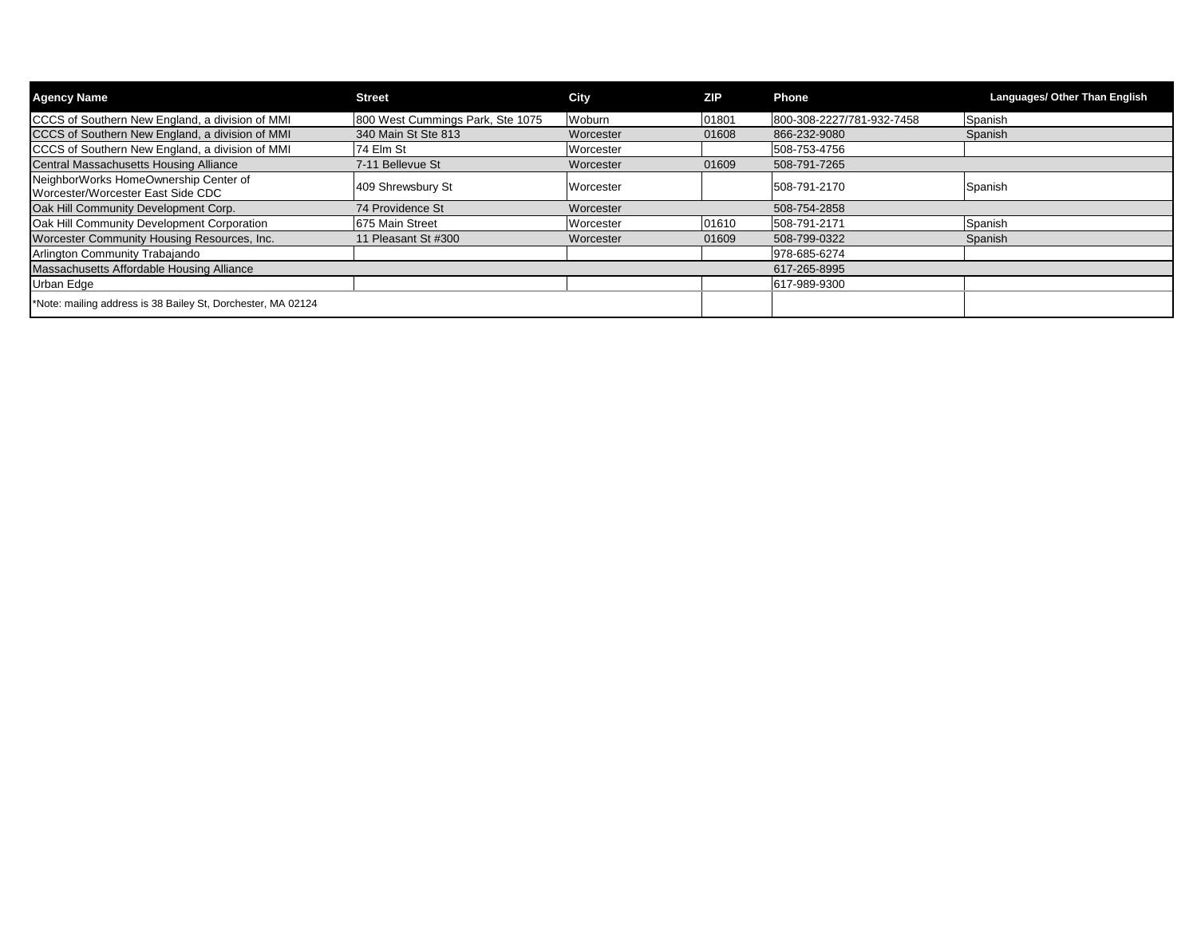| Agency Name | Street | City | ZIP | Phone | Languages/ Other Than English |
|---|---|---|---|---|---|
| CCCS of Southern New England, a division of MMI | 800 West Cummings Park, Ste 1075 | Woburn | 01801 | 800-308-2227/781-932-7458 | Spanish |
| CCCS of Southern New England, a division of MMI | 340 Main St Ste 813 | Worcester | 01608 | 866-232-9080 | Spanish |
| CCCS of Southern New England, a division of MMI | 74 Elm St | Worcester | | 508-753-4756 | |
| Central Massachusetts Housing Alliance | 7-11 Bellevue St | Worcester | 01609 | 508-791-7265 | |
| NeighborWorks HomeOwnership Center of Worcester/Worcester East Side CDC | 409 Shrewsbury St | Worcester | | 508-791-2170 | Spanish |
| Oak Hill Community Development Corp. | 74 Providence St | Worcester | | 508-754-2858 | |
| Oak Hill Community Development Corporation | 675 Main Street | Worcester | 01610 | 508-791-2171 | Spanish |
| Worcester Community Housing Resources, Inc. | 11 Pleasant St #300 | Worcester | 01609 | 508-799-0322 | Spanish |
| Arlington Community Trabajando | | | | 978-685-6274 | |
| Massachusetts Affordable Housing Alliance | | | | 617-265-8995 | |
| Urban Edge | | | | 617-989-9300 | |
| *Note: mailing address is 38 Bailey St, Dorchester, MA 02124 | | | | | |